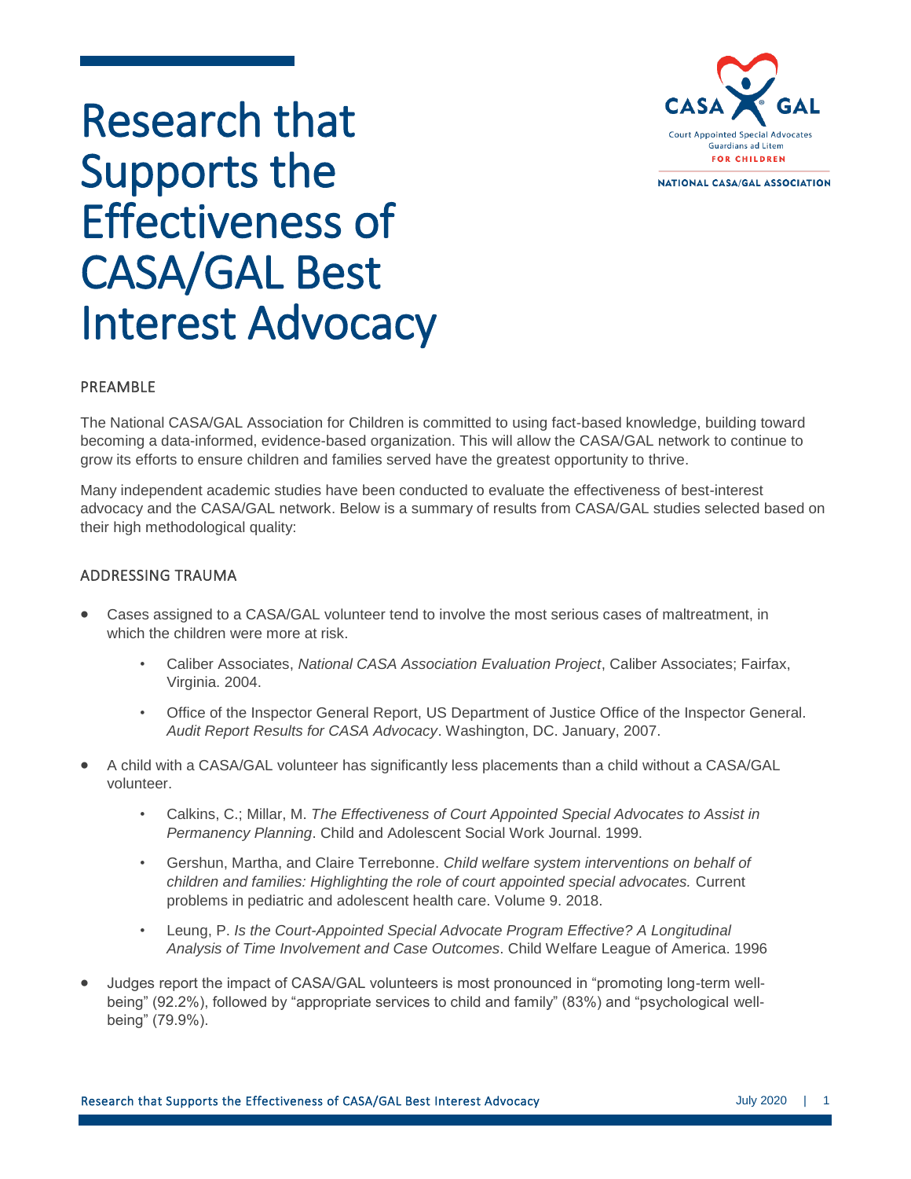# Research that Supports the Effectiveness of CASA/GAL Best Interest Advocacy

## PREAMBLE

The National CASA/GAL Association for Children is committed to using fact-based knowledge, building toward becoming a data-informed, evidence-based organization. This will allow the CASA/GAL network to continue to grow its efforts to ensure children and families served have the greatest opportunity to thrive.

Many independent academic studies have been conducted to evaluate the effectiveness of best-interest advocacy and the CASA/GAL network. Below is a summary of results from CASA/GAL studies selected based on their high methodological quality:

## ADDRESSING TRAUMA

- Cases assigned to a CASA/GAL volunteer tend to involve the most serious cases of maltreatment, in which the children were more at risk.
  - Caliber Associates, *National CASA Association Evaluation Project*, Caliber Associates; Fairfax, Virginia. 2004.
  - Office of the Inspector General Report, US Department of Justice Office of the Inspector General. *Audit Report Results for CASA Advocacy*. Washington, DC. January, 2007.
- A child with a CASA/GAL volunteer has significantly less placements than a child without a CASA/GAL volunteer.
  - Calkins, C.; Millar, M. *The Effectiveness of Court Appointed Special Advocates to Assist in Permanency Planning*. Child and Adolescent Social Work Journal. 1999.
  - Gershun, Martha, and Claire Terrebonne. *Child welfare system interventions on behalf of children and families: Highlighting the role of court appointed special advocates.* Current problems in pediatric and adolescent health care. Volume 9. 2018.
  - Leung, P. *Is the Court-Appointed Special Advocate Program Effective? A Longitudinal Analysis of Time Involvement and Case Outcomes*. Child Welfare League of America. 1996
- Judges report the impact of CASA/GAL volunteers is most pronounced in "promoting long-term well-being" (92.2%), followed by "appropriate services to child and family" (83%) and "psychological well-being" (79.9%).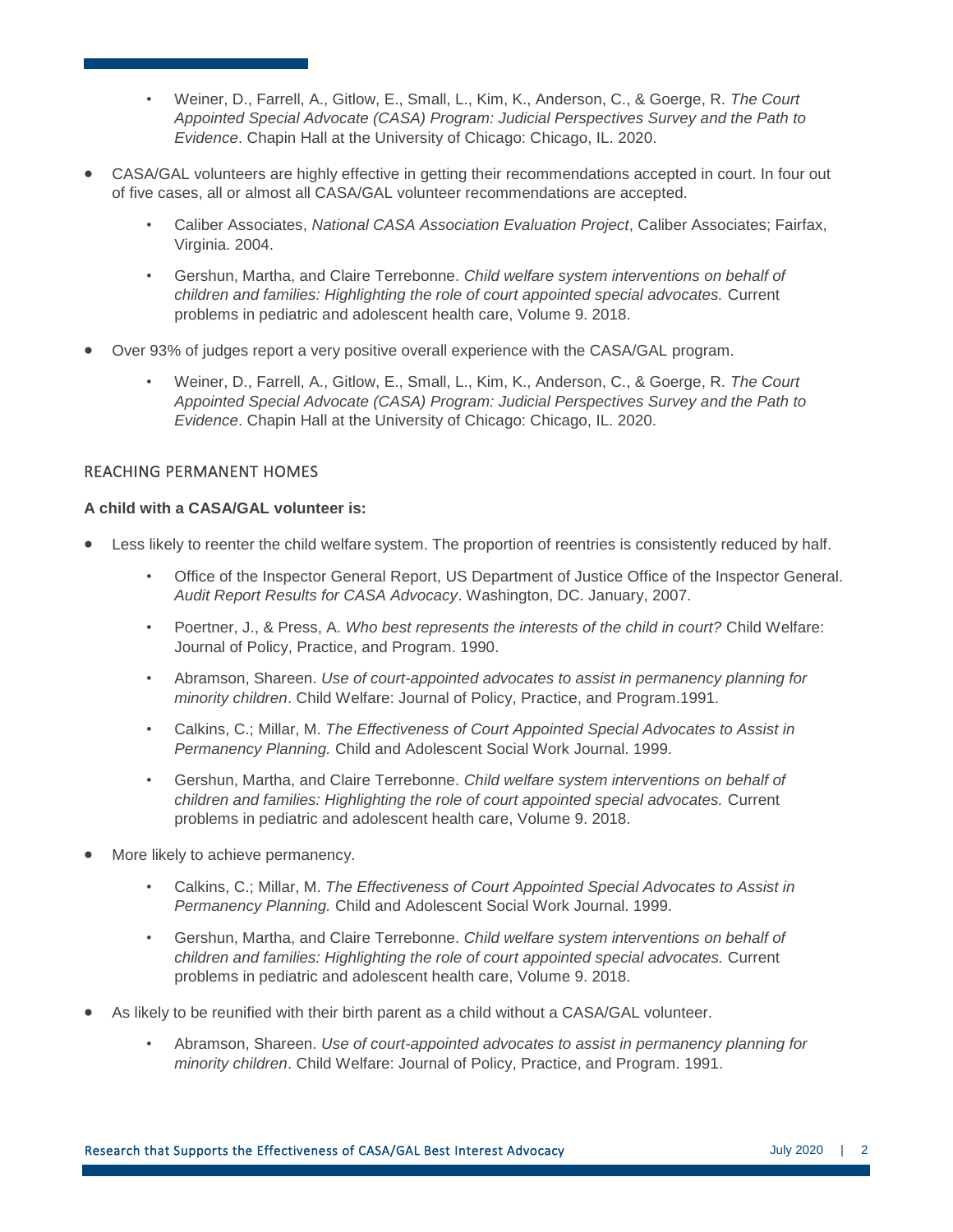- Weiner, D., Farrell, A., Gitlow, E., Small, L., Kim, K., Anderson, C., & Goerge, R. *The Court Appointed Special Advocate (CASA) Program: Judicial Perspectives Survey and the Path to Evidence*. Chapin Hall at the University of Chicago: Chicago, IL. 2020.

- CASA/GAL volunteers are highly effective in getting their recommendations accepted in court. In four out of five cases, all or almost all CASA/GAL volunteer recommendations are accepted.
  - Caliber Associates, *National CASA Association Evaluation Project*, Caliber Associates; Fairfax, Virginia. 2004.
  - Gershun, Martha, and Claire Terrebonne. *Child welfare system interventions on behalf of children and families: Highlighting the role of court appointed special advocates.* Current problems in pediatric and adolescent health care, Volume 9. 2018.

- Over 93% of judges report a very positive overall experience with the CASA/GAL program.
  - Weiner, D., Farrell, A., Gitlow, E., Small, L., Kim, K., Anderson, C., & Goerge, R. *The Court Appointed Special Advocate (CASA) Program: Judicial Perspectives Survey and the Path to Evidence*. Chapin Hall at the University of Chicago: Chicago, IL. 2020.

## REACHING PERMANENT HOMES

**A child with a CASA/GAL volunteer is:**

- Less likely to reenter the child welfare system. The proportion of reentries is consistently reduced by half.
  - Office of the Inspector General Report, US Department of Justice Office of the Inspector General. *Audit Report Results for CASA Advocacy*. Washington, DC. January, 2007.
  - Poertner, J., & Press, A. *Who best represents the interests of the child in court?* Child Welfare: Journal of Policy, Practice, and Program. 1990.
  - Abramson, Shareen. *Use of court-appointed advocates to assist in permanency planning for minority children*. Child Welfare: Journal of Policy, Practice, and Program.1991.
  - Calkins, C.; Millar, M. *The Effectiveness of Court Appointed Special Advocates to Assist in Permanency Planning.* Child and Adolescent Social Work Journal. 1999.
  - Gershun, Martha, and Claire Terrebonne. *Child welfare system interventions on behalf of children and families: Highlighting the role of court appointed special advocates.* Current problems in pediatric and adolescent health care, Volume 9. 2018.

- More likely to achieve permanency.
  - Calkins, C.; Millar, M. *The Effectiveness of Court Appointed Special Advocates to Assist in Permanency Planning.* Child and Adolescent Social Work Journal. 1999.
  - Gershun, Martha, and Claire Terrebonne. *Child welfare system interventions on behalf of children and families: Highlighting the role of court appointed special advocates.* Current problems in pediatric and adolescent health care, Volume 9. 2018.

- As likely to be reunified with their birth parent as a child without a CASA/GAL volunteer.
  - Abramson, Shareen. *Use of court-appointed advocates to assist in permanency planning for minority children*. Child Welfare: Journal of Policy, Practice, and Program. 1991.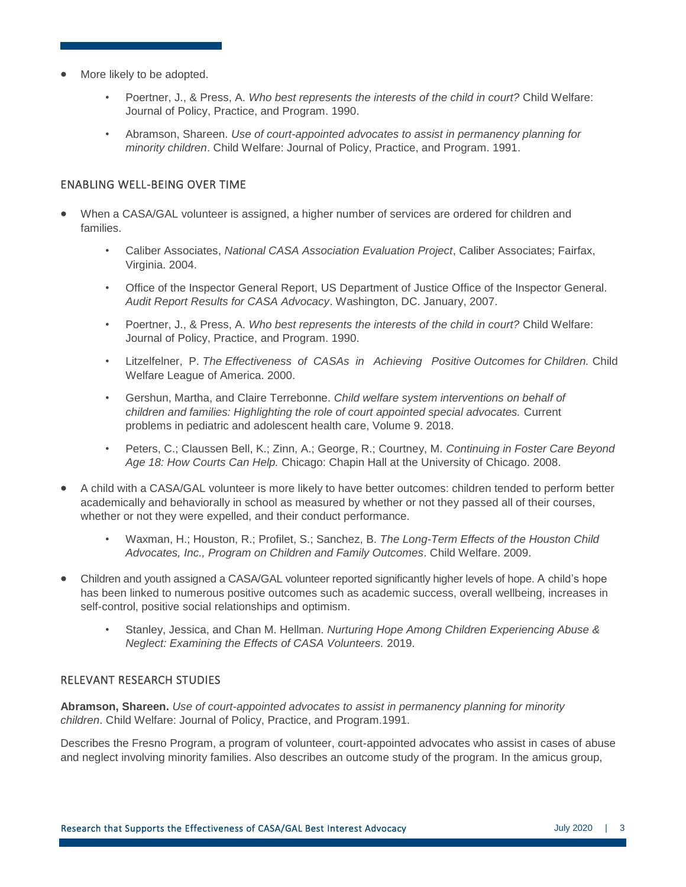- More likely to be adopted.
    - Poertner, J., & Press, A. *Who best represents the interests of the child in court?* Child Welfare: Journal of Policy, Practice, and Program. 1990.
    - Abramson, Shareen. *Use of court-appointed advocates to assist in permanency planning for minority children*. Child Welfare: Journal of Policy, Practice, and Program. 1991.

## ENABLING WELL-BEING OVER TIME

- When a CASA/GAL volunteer is assigned, a higher number of services are ordered for children and families.
    - Caliber Associates, *National CASA Association Evaluation Project*, Caliber Associates; Fairfax, Virginia. 2004.
    - Office of the Inspector General Report, US Department of Justice Office of the Inspector General. *Audit Report Results for CASA Advocacy*. Washington, DC. January, 2007.
    - Poertner, J., & Press, A. *Who best represents the interests of the child in court?* Child Welfare: Journal of Policy, Practice, and Program. 1990.
    - Litzelfelner, P. *The Effectiveness of CASAs in Achieving Positive Outcomes for Children.* Child Welfare League of America. 2000.
    - Gershun, Martha, and Claire Terrebonne. *Child welfare system interventions on behalf of children and families: Highlighting the role of court appointed special advocates.* Current problems in pediatric and adolescent health care, Volume 9. 2018.
    - Peters, C.; Claussen Bell, K.; Zinn, A.; George, R.; Courtney, M. *Continuing in Foster Care Beyond Age 18: How Courts Can Help.* Chicago: Chapin Hall at the University of Chicago. 2008.
- A child with a CASA/GAL volunteer is more likely to have better outcomes: children tended to perform better academically and behaviorally in school as measured by whether or not they passed all of their courses, whether or not they were expelled, and their conduct performance.
    - Waxman, H.; Houston, R.; Profilet, S.; Sanchez, B. *The Long-Term Effects of the Houston Child Advocates, Inc., Program on Children and Family Outcomes*. Child Welfare. 2009.
- Children and youth assigned a CASA/GAL volunteer reported significantly higher levels of hope. A child's hope has been linked to numerous positive outcomes such as academic success, overall wellbeing, increases in self-control, positive social relationships and optimism.
    - Stanley, Jessica, and Chan M. Hellman. *Nurturing Hope Among Children Experiencing Abuse & Neglect: Examining the Effects of CASA Volunteers.* 2019.

## RELEVANT RESEARCH STUDIES

**Abramson, Shareen.** *Use of court-appointed advocates to assist in permanency planning for minority children*. Child Welfare: Journal of Policy, Practice, and Program.1991.

Describes the Fresno Program, a program of volunteer, court-appointed advocates who assist in cases of abuse and neglect involving minority families. Also describes an outcome study of the program. In the amicus group,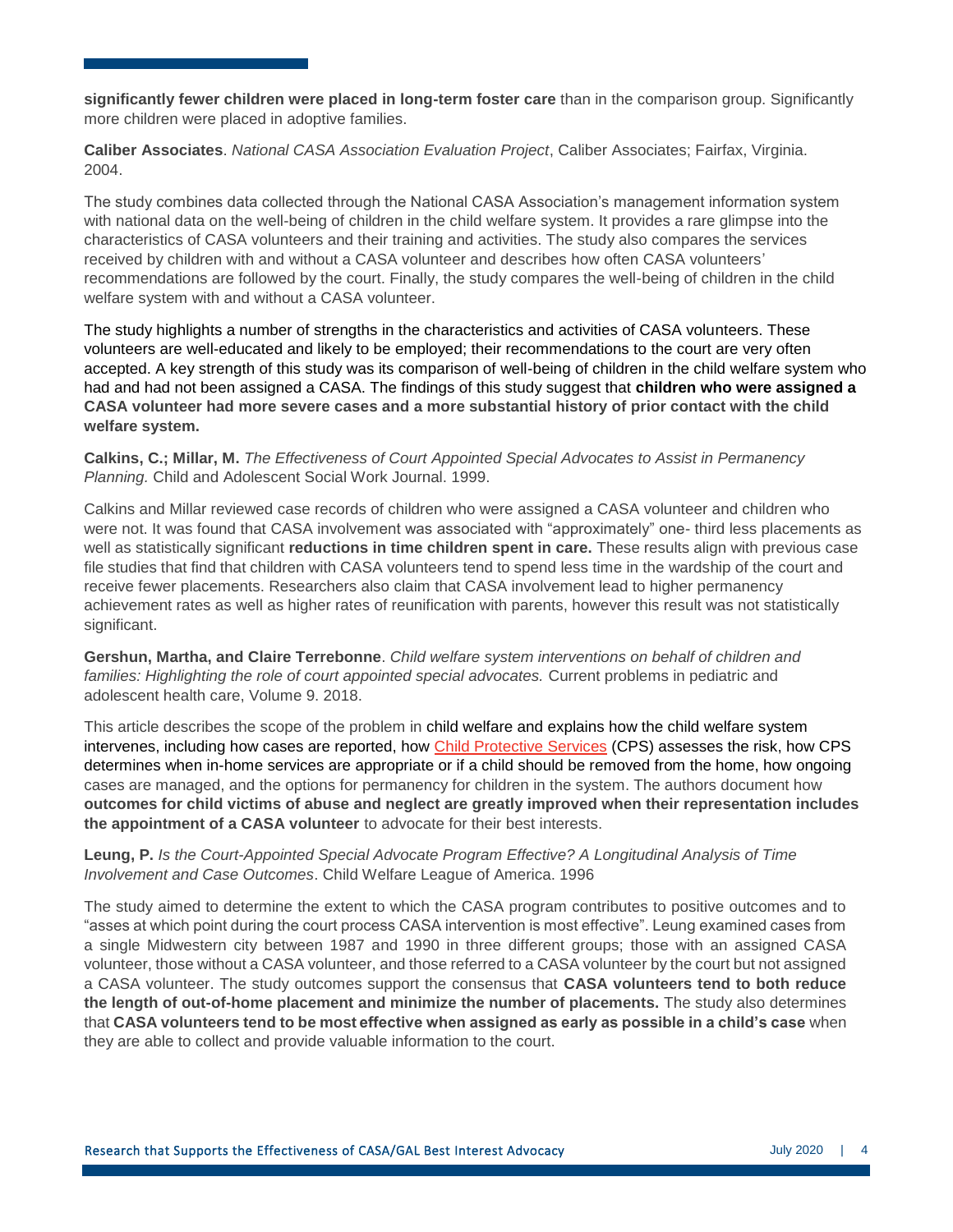**significantly fewer children were placed in long-term foster care** than in the comparison group. Significantly more children were placed in adoptive families.

**Caliber Associates**. *National CASA Association Evaluation Project*, Caliber Associates; Fairfax, Virginia. 2004.

The study combines data collected through the National CASA Association's management information system with national data on the well-being of children in the child welfare system. It provides a rare glimpse into the characteristics of CASA volunteers and their training and activities. The study also compares the services received by children with and without a CASA volunteer and describes how often CASA volunteers' recommendations are followed by the court. Finally, the study compares the well-being of children in the child welfare system with and without a CASA volunteer.

The study highlights a number of strengths in the characteristics and activities of CASA volunteers. These volunteers are well-educated and likely to be employed; their recommendations to the court are very often accepted. A key strength of this study was its comparison of well-being of children in the child welfare system who had and had not been assigned a CASA. The findings of this study suggest that **children who were assigned a CASA volunteer had more severe cases and a more substantial history of prior contact with the child welfare system.**

**Calkins, C.; Millar, M.** *The Effectiveness of Court Appointed Special Advocates to Assist in Permanency Planning.* Child and Adolescent Social Work Journal. 1999.

Calkins and Millar reviewed case records of children who were assigned a CASA volunteer and children who were not. It was found that CASA involvement was associated with "approximately" one- third less placements as well as statistically significant **reductions in time children spent in care.** These results align with previous case file studies that find that children with CASA volunteers tend to spend less time in the wardship of the court and receive fewer placements. Researchers also claim that CASA involvement lead to higher permanency achievement rates as well as higher rates of reunification with parents, however this result was not statistically significant.

**Gershun, Martha, and Claire Terrebonne**. *Child welfare system interventions on behalf of children and families: Highlighting the role of court appointed special advocates.* Current problems in pediatric and adolescent health care, Volume 9. 2018.

This article describes the scope of the problem in child welfare and explains how the child welfare system intervenes, including how cases are reported, how Child Protective Services (CPS) assesses the risk, how CPS determines when in-home services are appropriate or if a child should be removed from the home, how ongoing cases are managed, and the options for permanency for children in the system. The authors document how **outcomes for child victims of abuse and neglect are greatly improved when their representation includes the appointment of a CASA volunteer** to advocate for their best interests.

**Leung, P.** *Is the Court-Appointed Special Advocate Program Effective? A Longitudinal Analysis of Time Involvement and Case Outcomes*. Child Welfare League of America. 1996

The study aimed to determine the extent to which the CASA program contributes to positive outcomes and to "asses at which point during the court process CASA intervention is most effective". Leung examined cases from a single Midwestern city between 1987 and 1990 in three different groups; those with an assigned CASA volunteer, those without a CASA volunteer, and those referred to a CASA volunteer by the court but not assigned a CASA volunteer. The study outcomes support the consensus that **CASA volunteers tend to both reduce the length of out-of-home placement and minimize the number of placements.** The study also determines that **CASA volunteers tend to be most effective when assigned as early as possible in a child's case** when they are able to collect and provide valuable information to the court.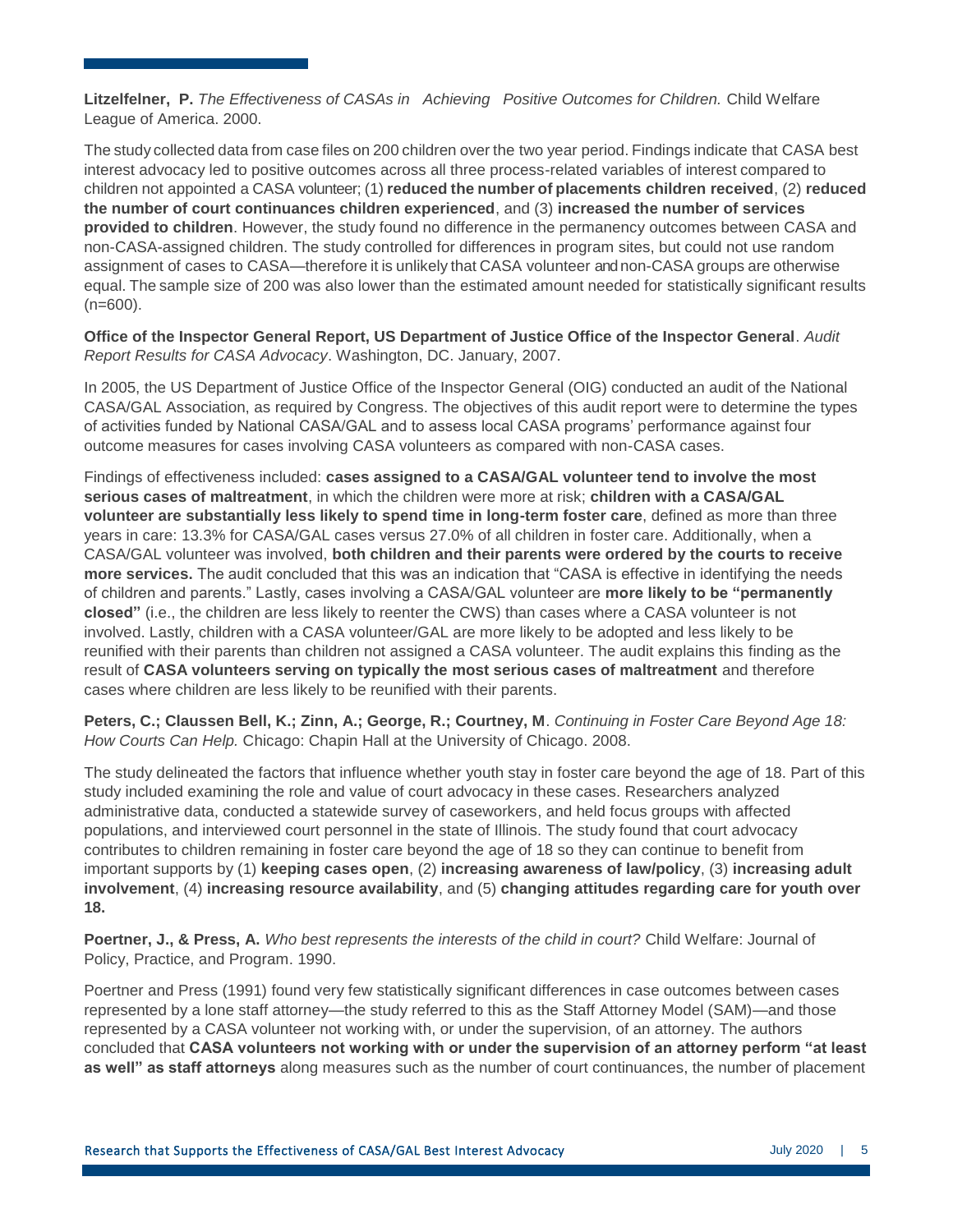**Litzelfelner, P.** *The Effectiveness of CASAs in Achieving Positive Outcomes for Children.* Child Welfare League of America. 2000.

The study collected data from case files on 200 children over the two year period. Findings indicate that CASA best interest advocacy led to positive outcomes across all three process-related variables of interest compared to children not appointed a CASA volunteer; (1) **reduced the number of placements children received**, (2) **reduced the number of court continuances children experienced**, and (3) **increased the number of services provided to children**. However, the study found no difference in the permanency outcomes between CASA and non-CASA-assigned children. The study controlled for differences in program sites, but could not use random assignment of cases to CASA—therefore it is unlikely that CASA volunteer and non-CASA groups are otherwise equal. The sample size of 200 was also lower than the estimated amount needed for statistically significant results (n=600).

**Office of the Inspector General Report, US Department of Justice Office of the Inspector General**. *Audit Report Results for CASA Advocacy*. Washington, DC. January, 2007.

In 2005, the US Department of Justice Office of the Inspector General (OIG) conducted an audit of the National CASA/GAL Association, as required by Congress. The objectives of this audit report were to determine the types of activities funded by National CASA/GAL and to assess local CASA programs' performance against four outcome measures for cases involving CASA volunteers as compared with non-CASA cases.

Findings of effectiveness included: **cases assigned to a CASA/GAL volunteer tend to involve the most serious cases of maltreatment**, in which the children were more at risk; **children with a CASA/GAL volunteer are substantially less likely to spend time in long-term foster care**, defined as more than three years in care: 13.3% for CASA/GAL cases versus 27.0% of all children in foster care. Additionally, when a CASA/GAL volunteer was involved, **both children and their parents were ordered by the courts to receive more services.** The audit concluded that this was an indication that "CASA is effective in identifying the needs of children and parents." Lastly, cases involving a CASA/GAL volunteer are **more likely to be "permanently closed"** (i.e., the children are less likely to reenter the CWS) than cases where a CASA volunteer is not involved. Lastly, children with a CASA volunteer/GAL are more likely to be adopted and less likely to be reunified with their parents than children not assigned a CASA volunteer. The audit explains this finding as the result of **CASA volunteers serving on typically the most serious cases of maltreatment** and therefore cases where children are less likely to be reunified with their parents.

**Peters, C.; Claussen Bell, K.; Zinn, A.; George, R.; Courtney, M**. *Continuing in Foster Care Beyond Age 18: How Courts Can Help.* Chicago: Chapin Hall at the University of Chicago. 2008.

The study delineated the factors that influence whether youth stay in foster care beyond the age of 18. Part of this study included examining the role and value of court advocacy in these cases. Researchers analyzed administrative data, conducted a statewide survey of caseworkers, and held focus groups with affected populations, and interviewed court personnel in the state of Illinois. The study found that court advocacy contributes to children remaining in foster care beyond the age of 18 so they can continue to benefit from important supports by (1) **keeping cases open**, (2) **increasing awareness of law/policy**, (3) **increasing adult involvement**, (4) **increasing resource availability**, and (5) **changing attitudes regarding care for youth over 18.**

**Poertner, J., & Press, A.** *Who best represents the interests of the child in court?* Child Welfare: Journal of Policy, Practice, and Program. 1990.

Poertner and Press (1991) found very few statistically significant differences in case outcomes between cases represented by a lone staff attorney—the study referred to this as the Staff Attorney Model (SAM)—and those represented by a CASA volunteer not working with, or under the supervision, of an attorney. The authors concluded that **CASA volunteers not working with or under the supervision of an attorney perform "at least as well" as staff attorneys** along measures such as the number of court continuances, the number of placement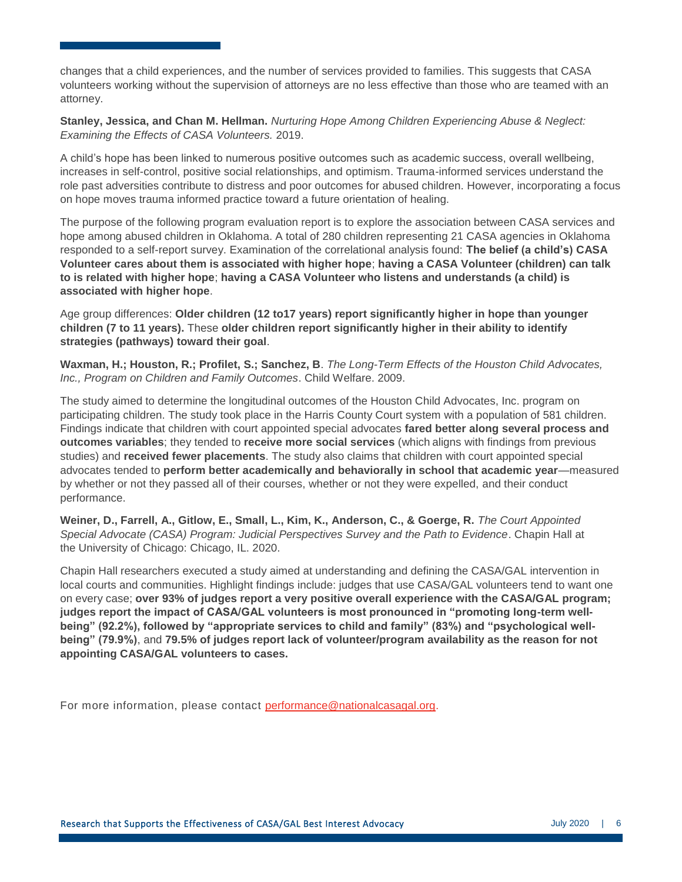changes that a child experiences, and the number of services provided to families. This suggests that CASA volunteers working without the supervision of attorneys are no less effective than those who are teamed with an attorney.

**Stanley, Jessica, and Chan M. Hellman.** *Nurturing Hope Among Children Experiencing Abuse & Neglect: Examining the Effects of CASA Volunteers.* 2019.

A child's hope has been linked to numerous positive outcomes such as academic success, overall wellbeing, increases in self-control, positive social relationships, and optimism. Trauma-informed services understand the role past adversities contribute to distress and poor outcomes for abused children. However, incorporating a focus on hope moves trauma informed practice toward a future orientation of healing.

The purpose of the following program evaluation report is to explore the association between CASA services and hope among abused children in Oklahoma. A total of 280 children representing 21 CASA agencies in Oklahoma responded to a self-report survey. Examination of the correlational analysis found: **The belief (a child's) CASA Volunteer cares about them is associated with higher hope**; **having a CASA Volunteer (children) can talk to is related with higher hope**; **having a CASA Volunteer who listens and understands (a child) is associated with higher hope**.

Age group differences: **Older children (12 to17 years) report significantly higher in hope than younger children (7 to 11 years).** These **older children report significantly higher in their ability to identify strategies (pathways) toward their goal**.

**Waxman, H.; Houston, R.; Profilet, S.; Sanchez, B**. *The Long-Term Effects of the Houston Child Advocates, Inc., Program on Children and Family Outcomes*. Child Welfare. 2009.

The study aimed to determine the longitudinal outcomes of the Houston Child Advocates, Inc. program on participating children. The study took place in the Harris County Court system with a population of 581 children. Findings indicate that children with court appointed special advocates **fared better along several process and outcomes variables**; they tended to **receive more social services** (which aligns with findings from previous studies) and **received fewer placements**. The study also claims that children with court appointed special advocates tended to **perform better academically and behaviorally in school that academic year**—measured by whether or not they passed all of their courses, whether or not they were expelled, and their conduct performance.

**Weiner, D., Farrell, A., Gitlow, E., Small, L., Kim, K., Anderson, C., & Goerge, R.** *The Court Appointed Special Advocate (CASA) Program: Judicial Perspectives Survey and the Path to Evidence*. Chapin Hall at the University of Chicago: Chicago, IL. 2020.

Chapin Hall researchers executed a study aimed at understanding and defining the CASA/GAL intervention in local courts and communities. Highlight findings include: judges that use CASA/GAL volunteers tend to want one on every case; **over 93% of judges report a very positive overall experience with the CASA/GAL program; judges report the impact of CASA/GAL volunteers is most pronounced in "promoting long-term well-being" (92.2%), followed by "appropriate services to child and family" (83%) and "psychological well-being" (79.9%)**, and **79.5% of judges report lack of volunteer/program availability as the reason for not appointing CASA/GAL volunteers to cases.**

For more information, please contact performance@nationalcasagal.org.